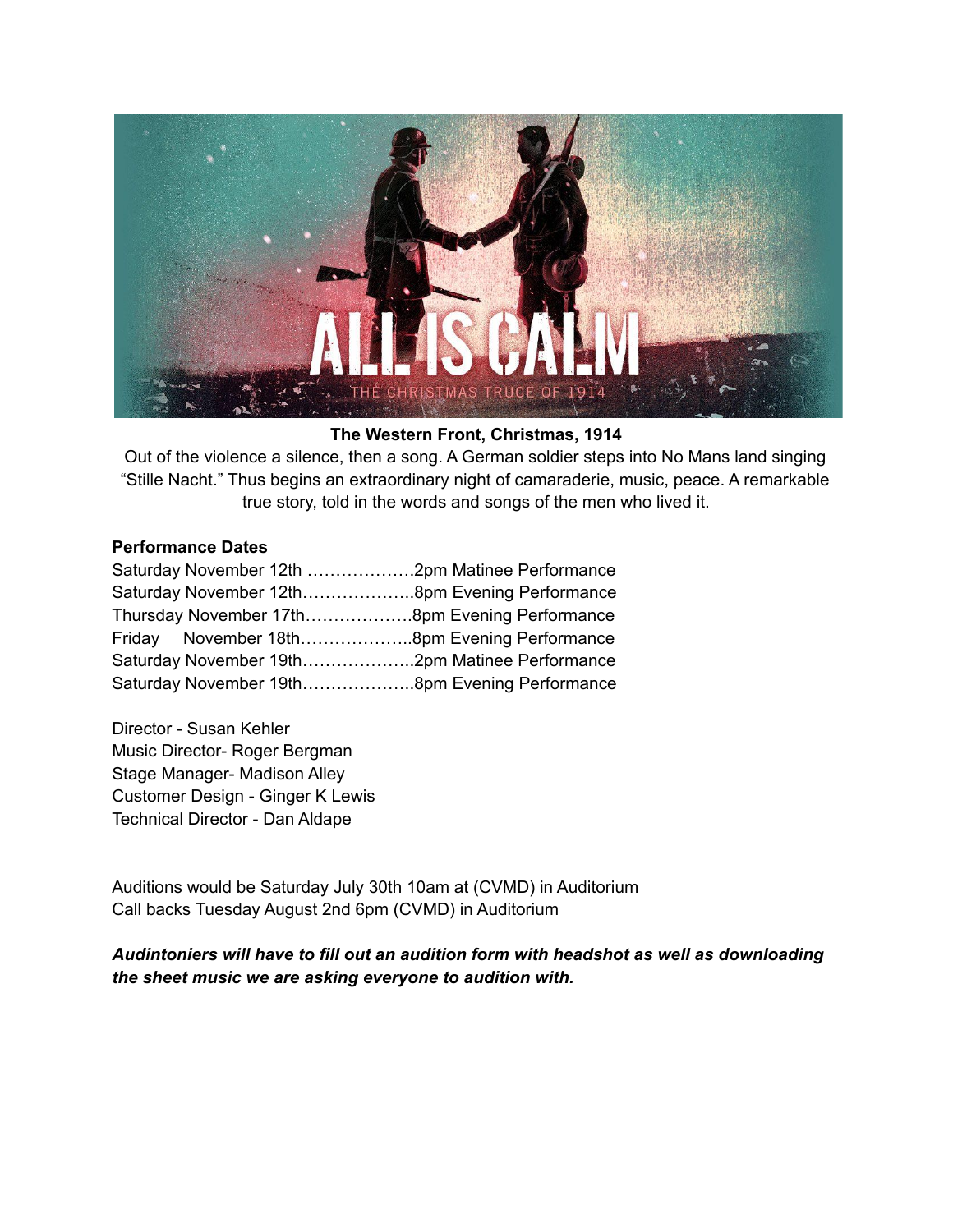**The Western Front, Christmas, 1914**

Out of the violence a silence, then a song. A German soldier steps into No Mans land singing "Stille Nacht." Thus begins an extraordinary night of camaraderie, music, peace. A remarkable true story, told in the words and songs of the men who lived it.

**Performance Dates**

Saturday November 12th ……………….2pm Matinee Performance
Saturday November 12th………………..8pm Evening Performance
Thursday November 17th……………….8pm Evening Performance
Friday November 18th………………..8pm Evening Performance
Saturday November 19th………………..2pm Matinee Performance
Saturday November 19th………………..8pm Evening Performance

Director - Susan Kehler
Music Director- Roger Bergman
Stage Manager- Madison Alley
Customer Design - Ginger K Lewis
Technical Director - Dan Aldape

Auditions would be Saturday July 30th 10am at (CVMD) in Auditorium
Call backs Tuesday August 2nd 6pm (CVMD) in Auditorium

***Audintoniers will have to fill out an audition form with headshot as well as downloading the sheet music we are asking everyone to audition with.***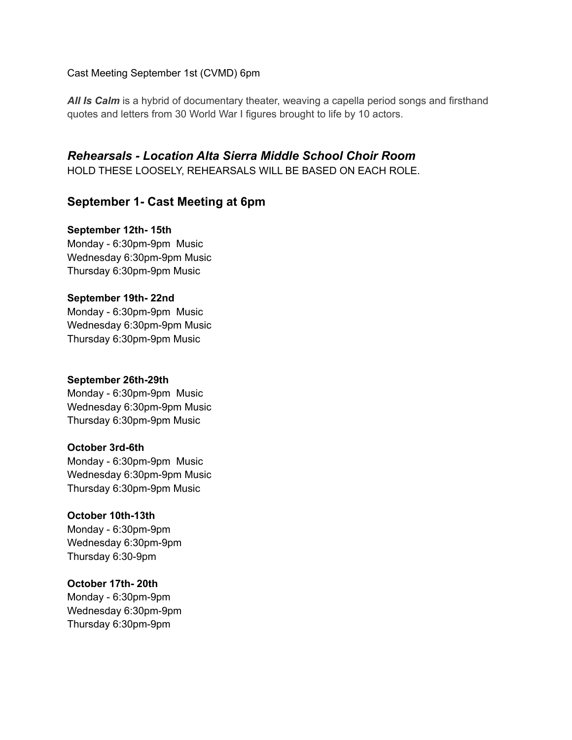Cast Meeting September 1st (CVMD) 6pm

***All Is Calm*** is a hybrid of documentary theater, weaving a capella period songs and firsthand quotes and letters from 30 World War I figures brought to life by 10 actors.

## *Rehearsals - Location Alta Sierra Middle School Choir Room*

HOLD THESE LOOSELY, REHEARSALS WILL BE BASED ON EACH ROLE.

### September 1- Cast Meeting at 6pm

**September 12th- 15th**
Monday - 6:30pm-9pm Music
Wednesday 6:30pm-9pm Music
Thursday 6:30pm-9pm Music

**September 19th- 22nd**
Monday - 6:30pm-9pm Music
Wednesday 6:30pm-9pm Music
Thursday 6:30pm-9pm Music

**September 26th-29th**
Monday - 6:30pm-9pm Music
Wednesday 6:30pm-9pm Music
Thursday 6:30pm-9pm Music

**October 3rd-6th**
Monday - 6:30pm-9pm Music
Wednesday 6:30pm-9pm Music
Thursday 6:30pm-9pm Music

**October 10th-13th**
Monday - 6:30pm-9pm
Wednesday 6:30pm-9pm
Thursday 6:30-9pm

**October 17th- 20th**
Monday - 6:30pm-9pm
Wednesday 6:30pm-9pm
Thursday 6:30pm-9pm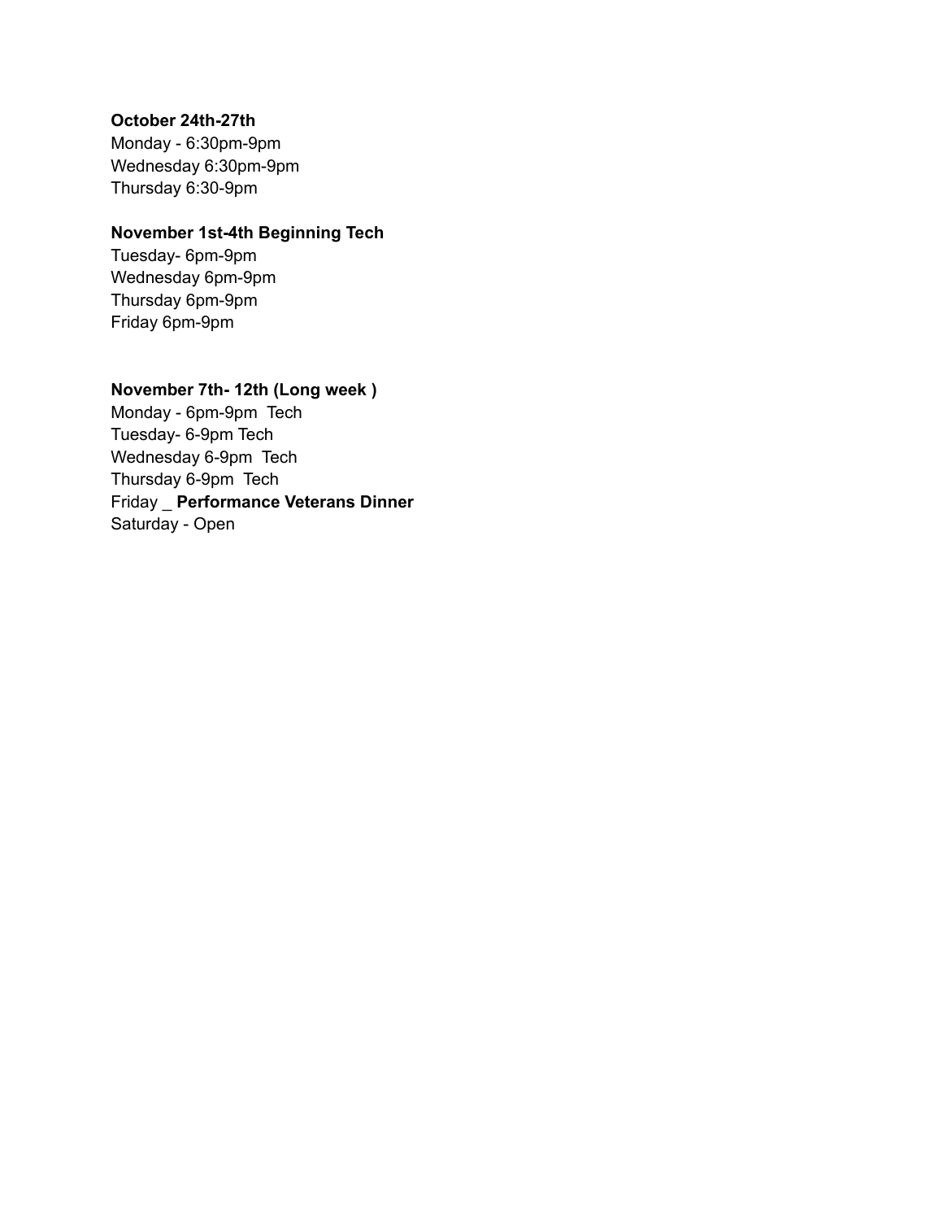**October 24th-27th**

Monday - 6:30pm-9pm
Wednesday 6:30pm-9pm
Thursday 6:30-9pm

**November 1st-4th Beginning Tech**

Tuesday- 6pm-9pm
Wednesday 6pm-9pm
Thursday 6pm-9pm
Friday 6pm-9pm

**November 7th- 12th (Long week )**

Monday - 6pm-9pm  Tech
Tuesday- 6-9pm Tech
Wednesday 6-9pm  Tech
Thursday 6-9pm  Tech
Friday _ **Performance Veterans Dinner**
Saturday - Open